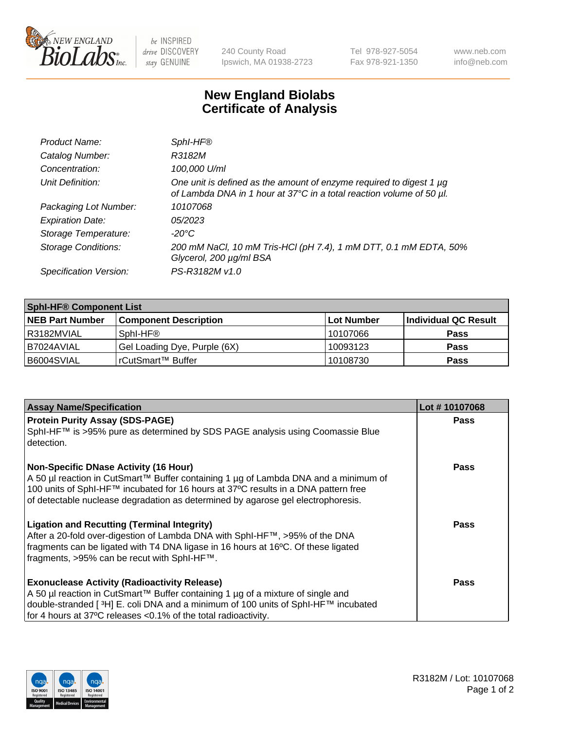# New England Biolabs
## Certificate of Analysis

| | |
|---|---|
| *Product Name:* | *SphI-HF®* |
| *Catalog Number:* | *R3182M* |
| *Concentration:* | *100,000 U/ml* |
| *Unit Definition:* | *One unit is defined as the amount of enzyme required to digest 1 µg of Lambda DNA in 1 hour at 37°C in a total reaction volume of 50 µl.* |
| *Packaging Lot Number:* | *10107068* |
| *Expiration Date:* | *05/2023* |
| *Storage Temperature:* | *-20°C* |
| *Storage Conditions:* | *200 mM NaCl, 10 mM Tris-HCl (pH 7.4), 1 mM DTT, 0.1 mM EDTA, 50% Glycerol, 200 µg/ml BSA* |
| *Specification Version:* | *PS-R3182M v1.0* |

| **SphI-HF® Component List** | | | |
|---|---|---|---|
| **NEB Part Number** | **Component Description** | **Lot Number** | **Individual QC Result** |
| R3182MVIAL | SphI-HF® | 10107066 | **Pass** |
| B7024AVIAL | Gel Loading Dye, Purple (6X) | 10093123 | **Pass** |
| B6004SVIAL | rCutSmart™ Buffer | 10108730 | **Pass** |

| **Assay Name/Specification** | **Lot # 10107068** |
|---|---|
| **Protein Purity Assay (SDS-PAGE)**<br>SphI-HF™ is >95% pure as determined by SDS PAGE analysis using Coomassie Blue detection. | **Pass** |
| **Non-Specific DNase Activity (16 Hour)**<br>A 50 µl reaction in CutSmart™ Buffer containing 1 µg of Lambda DNA and a minimum of 100 units of SphI-HF™ incubated for 16 hours at 37ºC results in a DNA pattern free of detectable nuclease degradation as determined by agarose gel electrophoresis. | **Pass** |
| **Ligation and Recutting (Terminal Integrity)**<br>After a 20-fold over-digestion of Lambda DNA with SphI-HF™, >95% of the DNA fragments can be ligated with T4 DNA ligase in 16 hours at 16ºC. Of these ligated fragments, >95% can be recut with SphI-HF™. | **Pass** |
| **Exonuclease Activity (Radioactivity Release)**<br>A 50 µl reaction in CutSmart™ Buffer containing 1 µg of a mixture of single and double-stranded [$^{3}$H] E. coli DNA and a minimum of 100 units of SphI-HF™ incubated for 4 hours at 37ºC releases <0.1% of the total radioactivity. | **Pass** |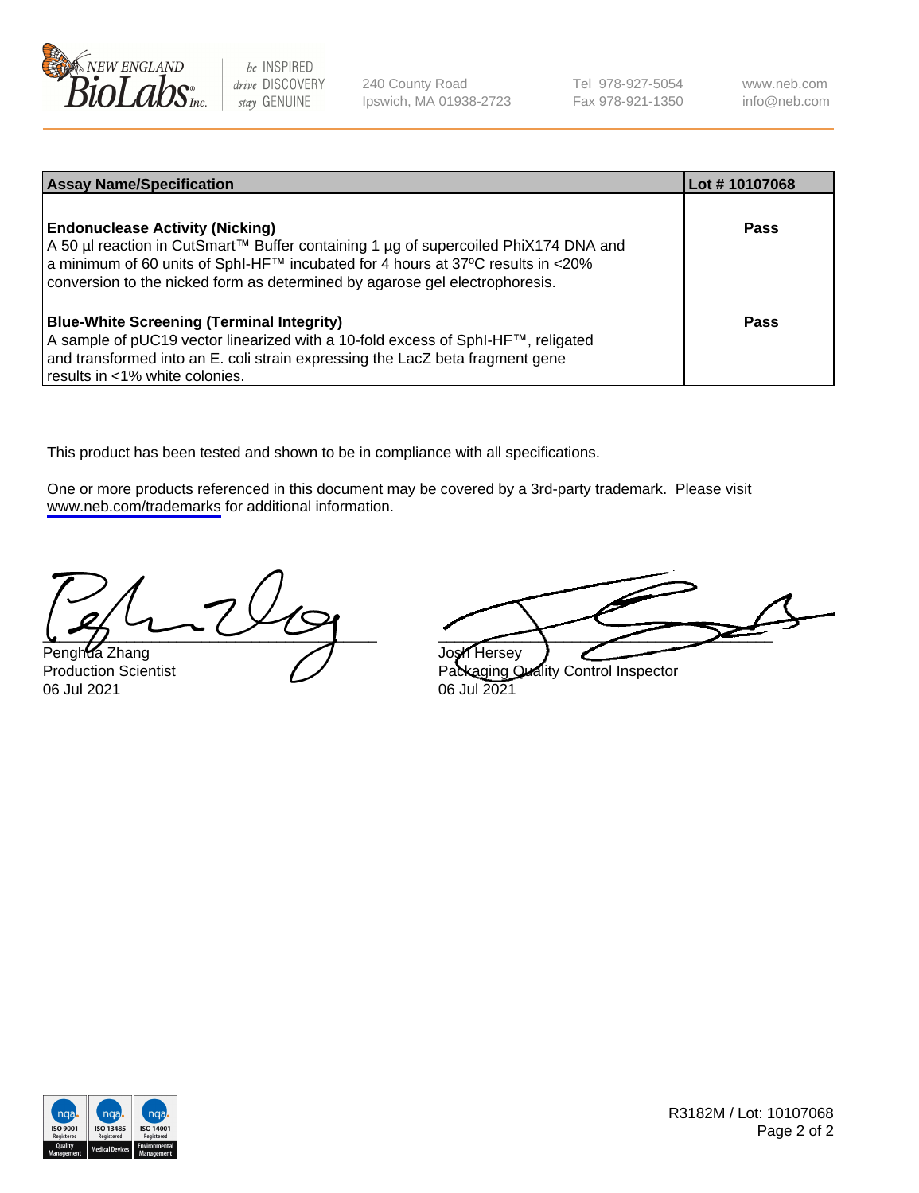| Assay Name/Specification | Lot # 10107068 |
| --- | --- |
| **Endonuclease Activity (Nicking)**<br>A 50 µl reaction in CutSmart™ Buffer containing 1 µg of supercoiled PhiX174 DNA and a minimum of 60 units of SphI-HF™ incubated for 4 hours at 37ºC results in <20% conversion to the nicked form as determined by agarose gel electrophoresis. | **Pass** |
| **Blue-White Screening (Terminal Integrity)**<br>A sample of pUC19 vector linearized with a 10-fold excess of SphI-HF™, religated and transformed into an E. coli strain expressing the LacZ beta fragment gene results in <1% white colonies. | **Pass** |

This product has been tested and shown to be in compliance with all specifications.

One or more products referenced in this document may be covered by a 3rd-party trademark. Please visit www.neb.com/trademarks for additional information.

Penghua Zhang
Production Scientist
06 Jul 2021

Josh Hersey
Packaging Quality Control Inspector
06 Jul 2021

R3182M / Lot: 10107068